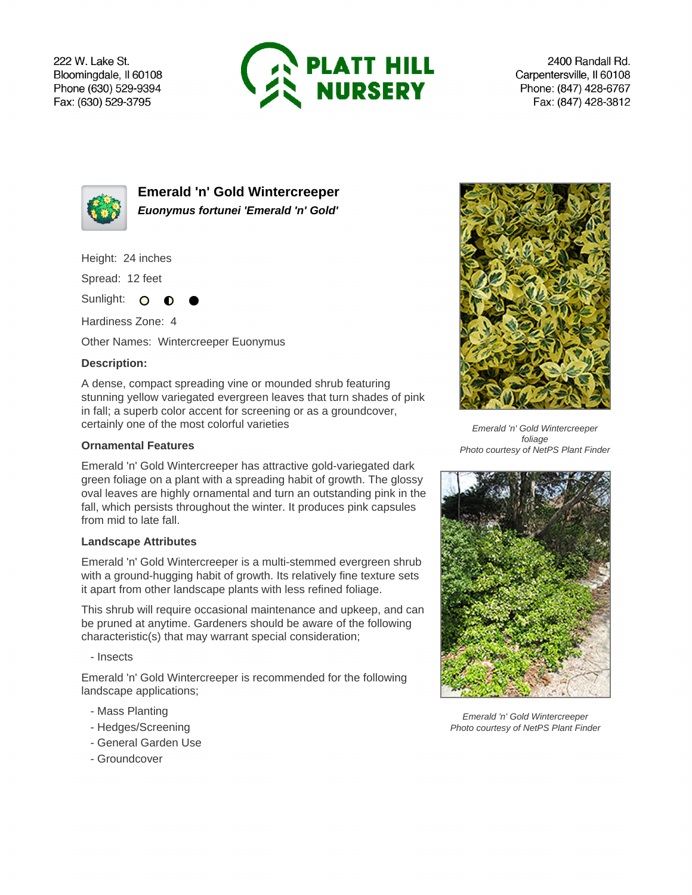222 W. Lake St.
Bloomingdale, Il 60108
Phone (630) 529-9394
Fax: (630) 529-3795

**PLATT HILL NURSERY**

2400 Randall Rd.
Carpentersville, Il 60108
Phone: (847) 428-6767
Fax: (847) 428-3812

## Emerald 'n' Gold Wintercreeper

***Euonymus fortunei 'Emerald 'n' Gold'***

Height: 24 inches

Spread: 12 feet

Sunlight: ○ ◐ ●

Hardiness Zone: 4

Other Names: Wintercreeper Euonymus

**Description:**

A dense, compact spreading vine or mounded shrub featuring stunning yellow variegated evergreen leaves that turn shades of pink in fall; a superb color accent for screening or as a groundcover, certainly one of the most colorful varieties

*Emerald 'n' Gold Wintercreeper foliage*
*Photo courtesy of NetPS Plant Finder*

**Ornamental Features**

Emerald 'n' Gold Wintercreeper has attractive gold-variegated dark green foliage on a plant with a spreading habit of growth. The glossy oval leaves are highly ornamental and turn an outstanding pink in the fall, which persists throughout the winter. It produces pink capsules from mid to late fall.

**Landscape Attributes**

Emerald 'n' Gold Wintercreeper is a multi-stemmed evergreen shrub with a ground-hugging habit of growth. Its relatively fine texture sets it apart from other landscape plants with less refined foliage.

This shrub will require occasional maintenance and upkeep, and can be pruned at anytime. Gardeners should be aware of the following characteristic(s) that may warrant special consideration;

- Insects

Emerald 'n' Gold Wintercreeper is recommended for the following landscape applications;

- Mass Planting
- Hedges/Screening
- General Garden Use
- Groundcover

*Emerald 'n' Gold Wintercreeper*
*Photo courtesy of NetPS Plant Finder*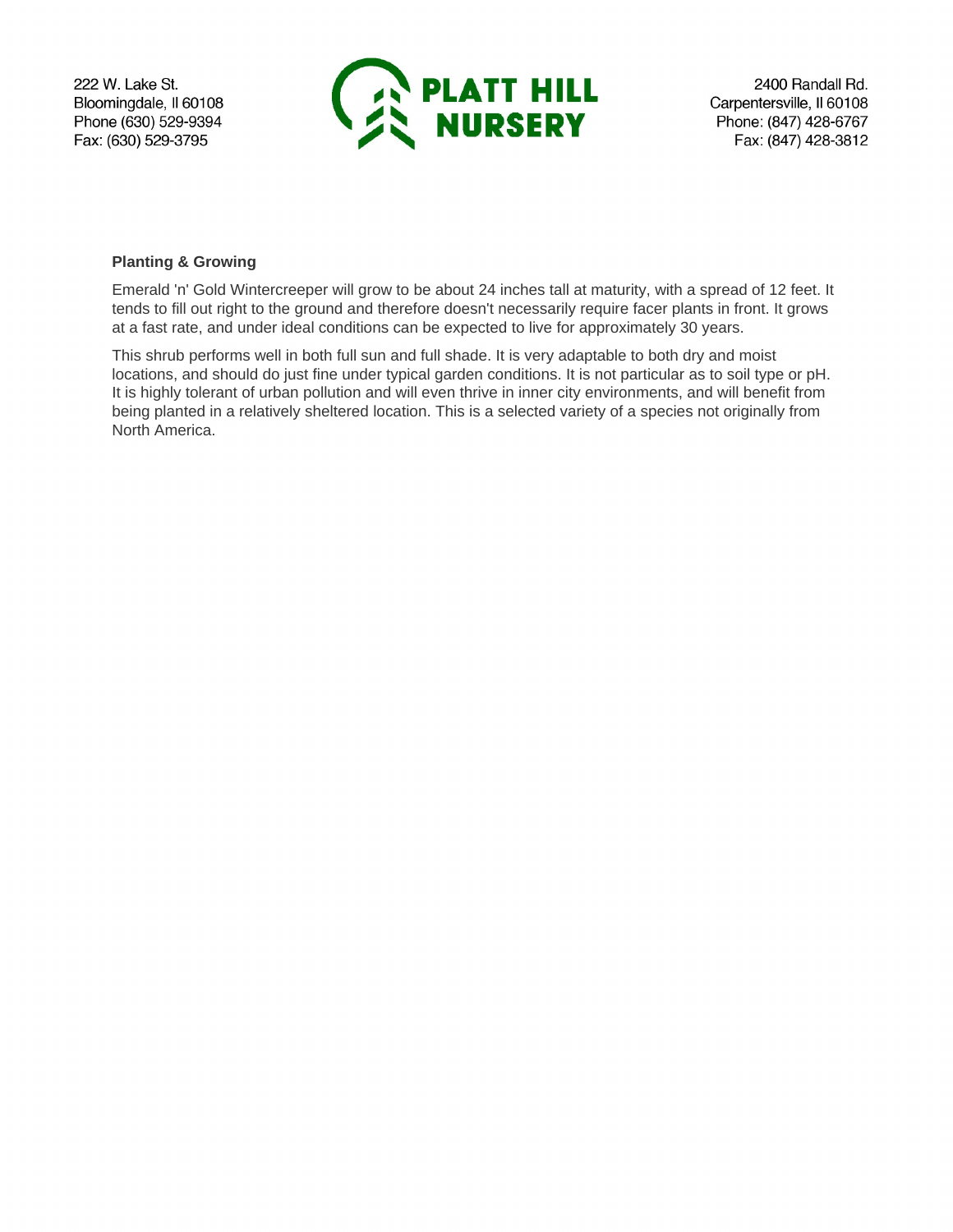222 W. Lake St.
Bloomingdale, Il 60108
Phone (630) 529-9394
Fax: (630) 529-3795

PLATT HILL NURSERY

2400 Randall Rd.
Carpentersville, Il 60108
Phone: (847) 428-6767
Fax: (847) 428-3812

**Planting & Growing**

Emerald 'n' Gold Wintercreeper will grow to be about 24 inches tall at maturity, with a spread of 12 feet. It tends to fill out right to the ground and therefore doesn't necessarily require facer plants in front. It grows at a fast rate, and under ideal conditions can be expected to live for approximately 30 years.

This shrub performs well in both full sun and full shade. It is very adaptable to both dry and moist locations, and should do just fine under typical garden conditions. It is not particular as to soil type or pH. It is highly tolerant of urban pollution and will even thrive in inner city environments, and will benefit from being planted in a relatively sheltered location. This is a selected variety of a species not originally from North America.